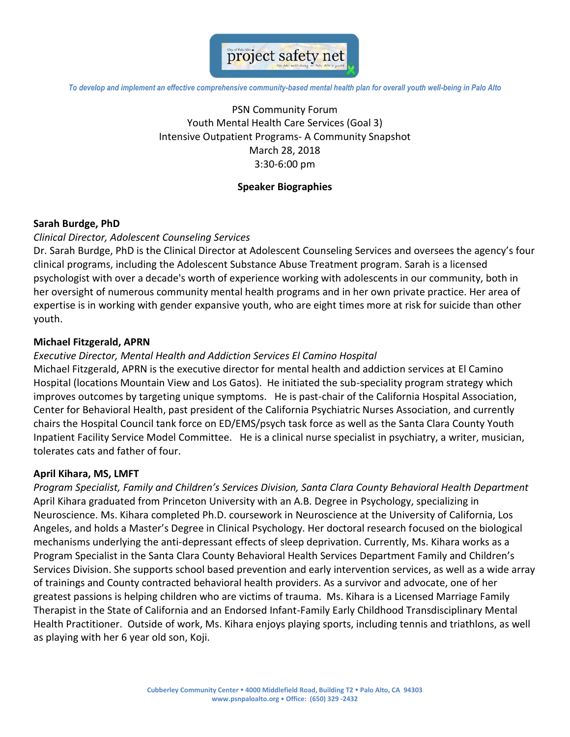*To develop and implement an effective comprehensive community-based mental health plan for overall youth well-being in Palo Alto*

PSN Community Forum
Youth Mental Health Care Services (Goal 3)
Intensive Outpatient Programs- A Community Snapshot
March 28, 2018
3:30-6:00 pm

**Speaker Biographies**

**Sarah Burdge, PhD**

*Clinical Director, Adolescent Counseling Services*

Dr. Sarah Burdge, PhD is the Clinical Director at Adolescent Counseling Services and oversees the agency's four clinical programs, including the Adolescent Substance Abuse Treatment program. Sarah is a licensed psychologist with over a decade's worth of experience working with adolescents in our community, both in her oversight of numerous community mental health programs and in her own private practice. Her area of expertise is in working with gender expansive youth, who are eight times more at risk for suicide than other youth.

**Michael Fitzgerald, APRN**

*Executive Director, Mental Health and Addiction Services El Camino Hospital*

Michael Fitzgerald, APRN is the executive director for mental health and addiction services at El Camino Hospital (locations Mountain View and Los Gatos). He initiated the sub-speciality program strategy which improves outcomes by targeting unique symptoms. He is past-chair of the California Hospital Association, Center for Behavioral Health, past president of the California Psychiatric Nurses Association, and currently chairs the Hospital Council tank force on ED/EMS/psych task force as well as the Santa Clara County Youth Inpatient Facility Service Model Committee. He is a clinical nurse specialist in psychiatry, a writer, musician, tolerates cats and father of four.

**April Kihara, MS, LMFT**

*Program Specialist, Family and Children's Services Division, Santa Clara County Behavioral Health Department*

April Kihara graduated from Princeton University with an A.B. Degree in Psychology, specializing in Neuroscience. Ms. Kihara completed Ph.D. coursework in Neuroscience at the University of California, Los Angeles, and holds a Master's Degree in Clinical Psychology. Her doctoral research focused on the biological mechanisms underlying the anti-depressant effects of sleep deprivation. Currently, Ms. Kihara works as a Program Specialist in the Santa Clara County Behavioral Health Services Department Family and Children's Services Division. She supports school based prevention and early intervention services, as well as a wide array of trainings and County contracted behavioral health providers. As a survivor and advocate, one of her greatest passions is helping children who are victims of trauma. Ms. Kihara is a Licensed Marriage Family Therapist in the State of California and an Endorsed Infant-Family Early Childhood Transdisciplinary Mental Health Practitioner. Outside of work, Ms. Kihara enjoys playing sports, including tennis and triathlons, as well as playing with her 6 year old son, Koji.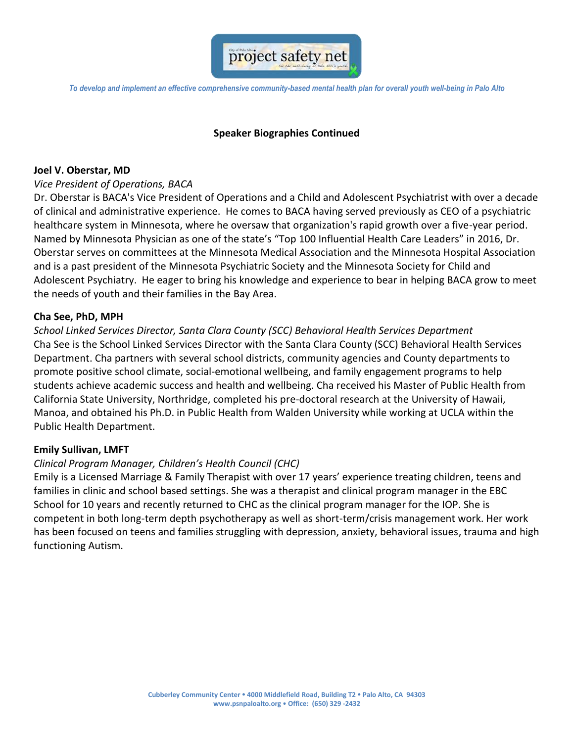*To develop and implement an effective comprehensive community-based mental health plan for overall youth well-being in Palo Alto*

**Speaker Biographies Continued**

**Joel V. Oberstar, MD**

*Vice President of Operations, BACA*

Dr. Oberstar is BACA's Vice President of Operations and a Child and Adolescent Psychiatrist with over a decade of clinical and administrative experience. He comes to BACA having served previously as CEO of a psychiatric healthcare system in Minnesota, where he oversaw that organization's rapid growth over a five-year period. Named by Minnesota Physician as one of the state's "Top 100 Influential Health Care Leaders" in 2016, Dr. Oberstar serves on committees at the Minnesota Medical Association and the Minnesota Hospital Association and is a past president of the Minnesota Psychiatric Society and the Minnesota Society for Child and Adolescent Psychiatry. He eager to bring his knowledge and experience to bear in helping BACA grow to meet the needs of youth and their families in the Bay Area.

**Cha See, PhD, MPH**

*School Linked Services Director, Santa Clara County (SCC) Behavioral Health Services Department*

Cha See is the School Linked Services Director with the Santa Clara County (SCC) Behavioral Health Services Department. Cha partners with several school districts, community agencies and County departments to promote positive school climate, social-emotional wellbeing, and family engagement programs to help students achieve academic success and health and wellbeing. Cha received his Master of Public Health from California State University, Northridge, completed his pre-doctoral research at the University of Hawaii, Manoa, and obtained his Ph.D. in Public Health from Walden University while working at UCLA within the Public Health Department.

**Emily Sullivan, LMFT**

*Clinical Program Manager, Children's Health Council (CHC)*

Emily is a Licensed Marriage & Family Therapist with over 17 years' experience treating children, teens and families in clinic and school based settings. She was a therapist and clinical program manager in the EBC School for 10 years and recently returned to CHC as the clinical program manager for the IOP. She is competent in both long-term depth psychotherapy as well as short-term/crisis management work. Her work has been focused on teens and families struggling with depression, anxiety, behavioral issues, trauma and high functioning Autism.